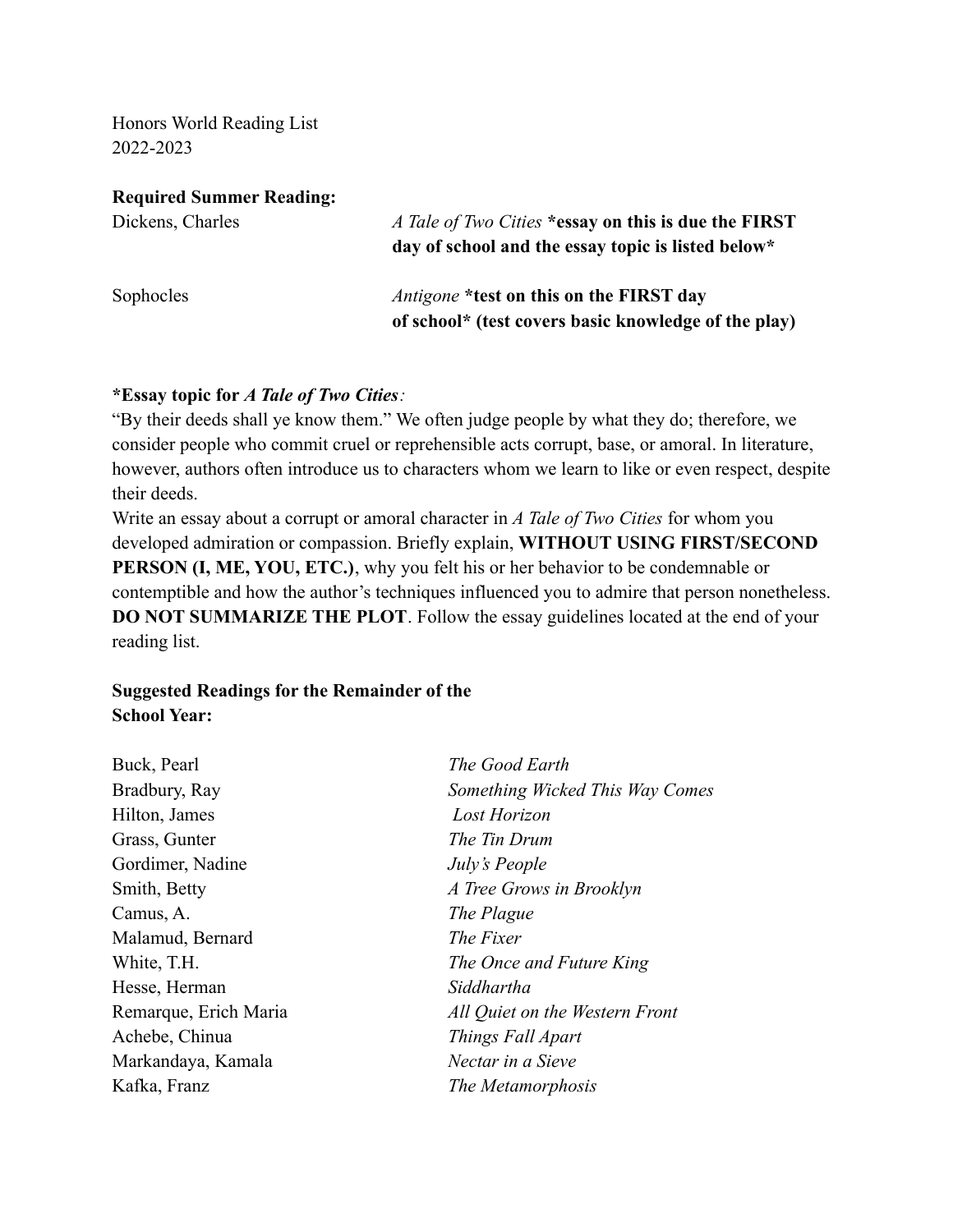Honors World Reading List
2022-2023

**Required Summer Reading:**

| | |
|---|---|
| Dickens, Charles | *A Tale of Two Cities* **\*essay on this is due the FIRST day of school and the essay topic is listed below\*** |
| Sophocles | *Antigone* **\*test on this on the FIRST day of school\* (test covers basic knowledge of the play)** |

**\*Essay topic for *A Tale of Two Cities*:**

"By their deeds shall ye know them." We often judge people by what they do; therefore, we consider people who commit cruel or reprehensible acts corrupt, base, or amoral. In literature, however, authors often introduce us to characters whom we learn to like or even respect, despite their deeds.

Write an essay about a corrupt or amoral character in *A Tale of Two Cities* for whom you developed admiration or compassion. Briefly explain, **WITHOUT USING FIRST/SECOND PERSON (I, ME, YOU, ETC.)**, why you felt his or her behavior to be condemnable or contemptible and how the author's techniques influenced you to admire that person nonetheless. **DO NOT SUMMARIZE THE PLOT**. Follow the essay guidelines located at the end of your reading list.

**Suggested Readings for the Remainder of the School Year:**

| | |
|---|---|
| Buck, Pearl | *The Good Earth* |
| Bradbury, Ray | *Something Wicked This Way Comes* |
| Hilton, James | *Lost Horizon* |
| Grass, Gunter | *The Tin Drum* |
| Gordimer, Nadine | *July's People* |
| Smith, Betty | *A Tree Grows in Brooklyn* |
| Camus, A. | *The Plague* |
| Malamud, Bernard | *The Fixer* |
| White, T.H. | *The Once and Future King* |
| Hesse, Herman | *Siddhartha* |
| Remarque, Erich Maria | *All Quiet on the Western Front* |
| Achebe, Chinua | *Things Fall Apart* |
| Markandaya, Kamala | *Nectar in a Sieve* |
| Kafka, Franz | *The Metamorphosis* |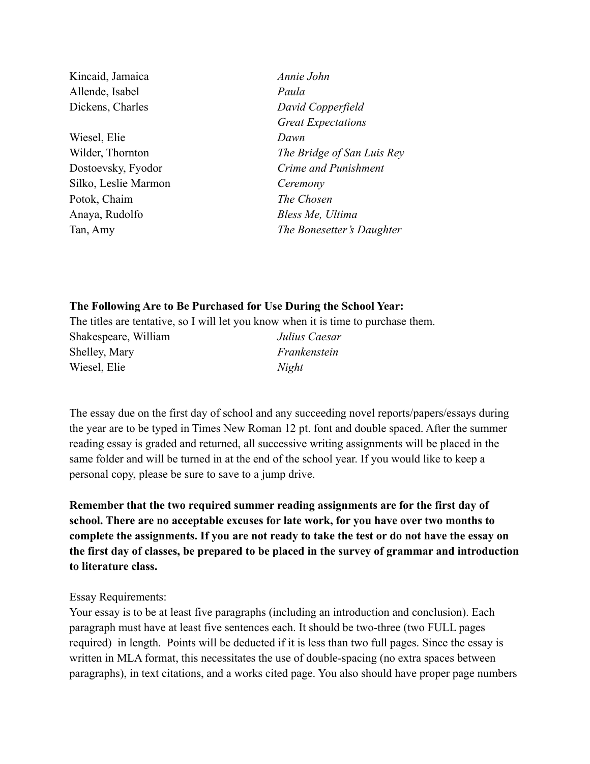| | |
|---|---|
| Kincaid, Jamaica | *Annie John* |
| Allende, Isabel | *Paula* |
| Dickens, Charles | *David Copperfield* |
| | *Great Expectations* |
| Wiesel, Elie | *Dawn* |
| Wilder, Thornton | *The Bridge of San Luis Rey* |
| Dostoevsky, Fyodor | *Crime and Punishment* |
| Silko, Leslie Marmon | *Ceremony* |
| Potok, Chaim | *The Chosen* |
| Anaya, Rudolfo | *Bless Me, Ultima* |
| Tan, Amy | *The Bonesetter's Daughter* |

**The Following Are to Be Purchased for Use During the School Year:**

The titles are tentative, so I will let you know when it is time to purchase them.

| | |
|---|---|
| Shakespeare, William | *Julius Caesar* |
| Shelley, Mary | *Frankenstein* |
| Wiesel, Elie | *Night* |

The essay due on the first day of school and any succeeding novel reports/papers/essays during the year are to be typed in Times New Roman 12 pt. font and double spaced. After the summer reading essay is graded and returned, all successive writing assignments will be placed in the same folder and will be turned in at the end of the school year. If you would like to keep a personal copy, please be sure to save to a jump drive.

**Remember that the two required summer reading assignments are for the first day of school. There are no acceptable excuses for late work, for you have over two months to complete the assignments. If you are not ready to take the test or do not have the essay on the first day of classes, be prepared to be placed in the survey of grammar and introduction to literature class.**

Essay Requirements:

Your essay is to be at least five paragraphs (including an introduction and conclusion). Each paragraph must have at least five sentences each. It should be two-three (two FULL pages required) in length. Points will be deducted if it is less than two full pages. Since the essay is written in MLA format, this necessitates the use of double-spacing (no extra spaces between paragraphs), in text citations, and a works cited page. You also should have proper page numbers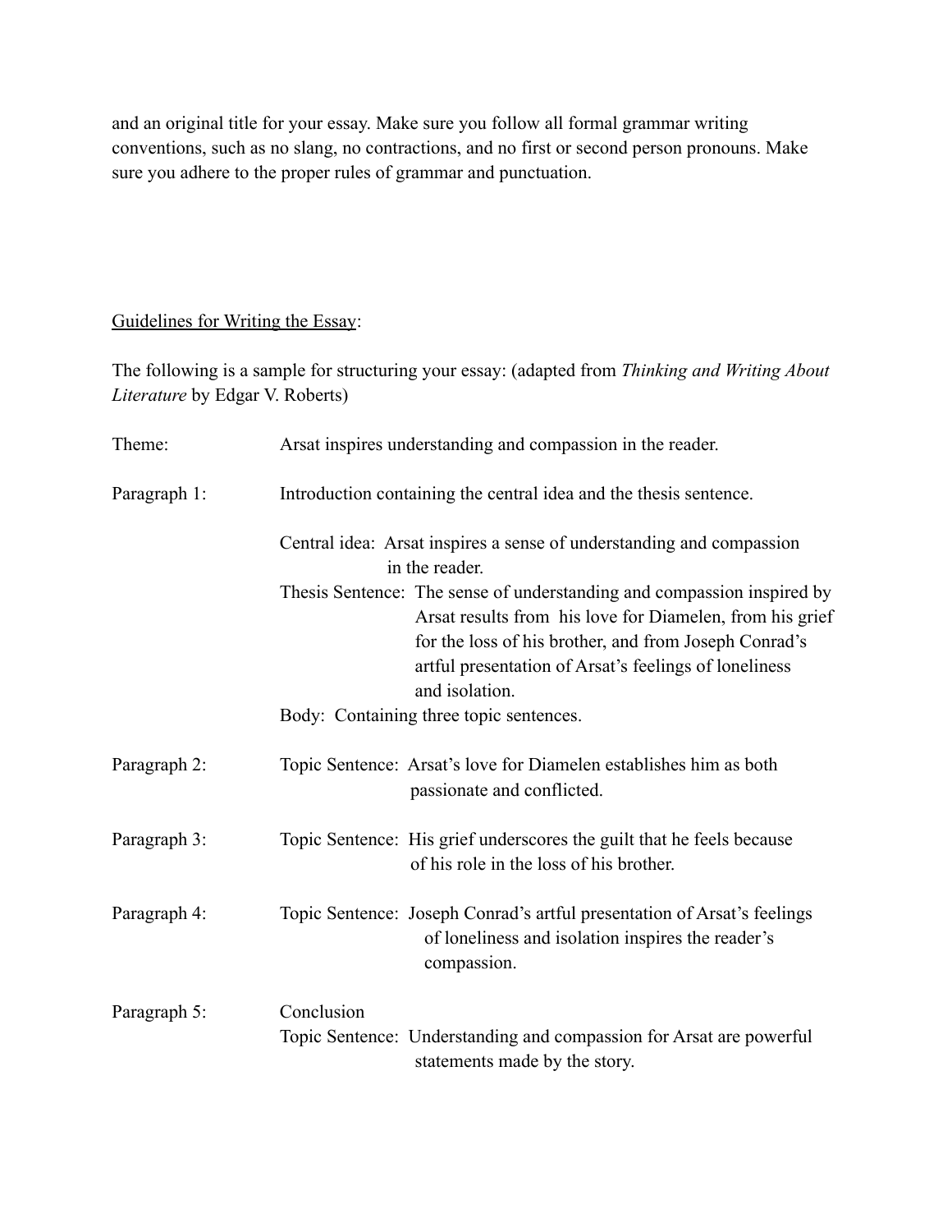and an original title for your essay. Make sure you follow all formal grammar writing conventions, such as no slang, no contractions, and no first or second person pronouns. Make sure you adhere to the proper rules of grammar and punctuation.

<u>Guidelines for Writing the Essay</u>:

The following is a sample for structuring your essay: (adapted from *Thinking and Writing About Literature* by Edgar V. Roberts)

Theme: Arsat inspires understanding and compassion in the reader.

Paragraph 1: Introduction containing the central idea and the thesis sentence.

Central idea: Arsat inspires a sense of understanding and compassion in the reader.

Thesis Sentence: The sense of understanding and compassion inspired by Arsat results from his love for Diamelen, from his grief for the loss of his brother, and from Joseph Conrad's artful presentation of Arsat's feelings of loneliness and isolation.

Body: Containing three topic sentences.

Paragraph 2: Topic Sentence: Arsat's love for Diamelen establishes him as both passionate and conflicted.

Paragraph 3: Topic Sentence: His grief underscores the guilt that he feels because of his role in the loss of his brother.

Paragraph 4: Topic Sentence: Joseph Conrad's artful presentation of Arsat's feelings of loneliness and isolation inspires the reader's compassion.

Paragraph 5: Conclusion

Topic Sentence: Understanding and compassion for Arsat are powerful statements made by the story.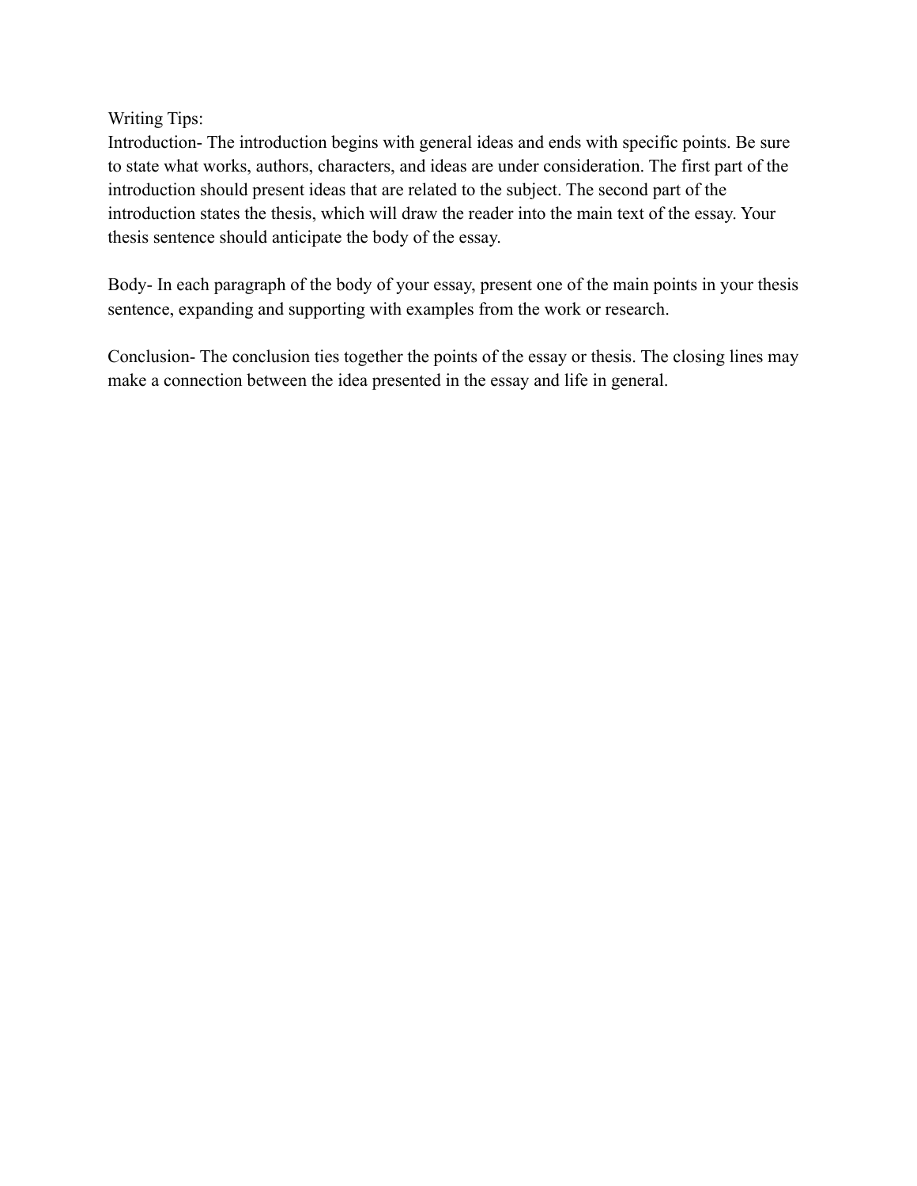Writing Tips:

Introduction- The introduction begins with general ideas and ends with specific points. Be sure to state what works, authors, characters, and ideas are under consideration. The first part of the introduction should present ideas that are related to the subject. The second part of the introduction states the thesis, which will draw the reader into the main text of the essay. Your thesis sentence should anticipate the body of the essay.

Body- In each paragraph of the body of your essay, present one of the main points in your thesis sentence, expanding and supporting with examples from the work or research.

Conclusion- The conclusion ties together the points of the essay or thesis. The closing lines may make a connection between the idea presented in the essay and life in general.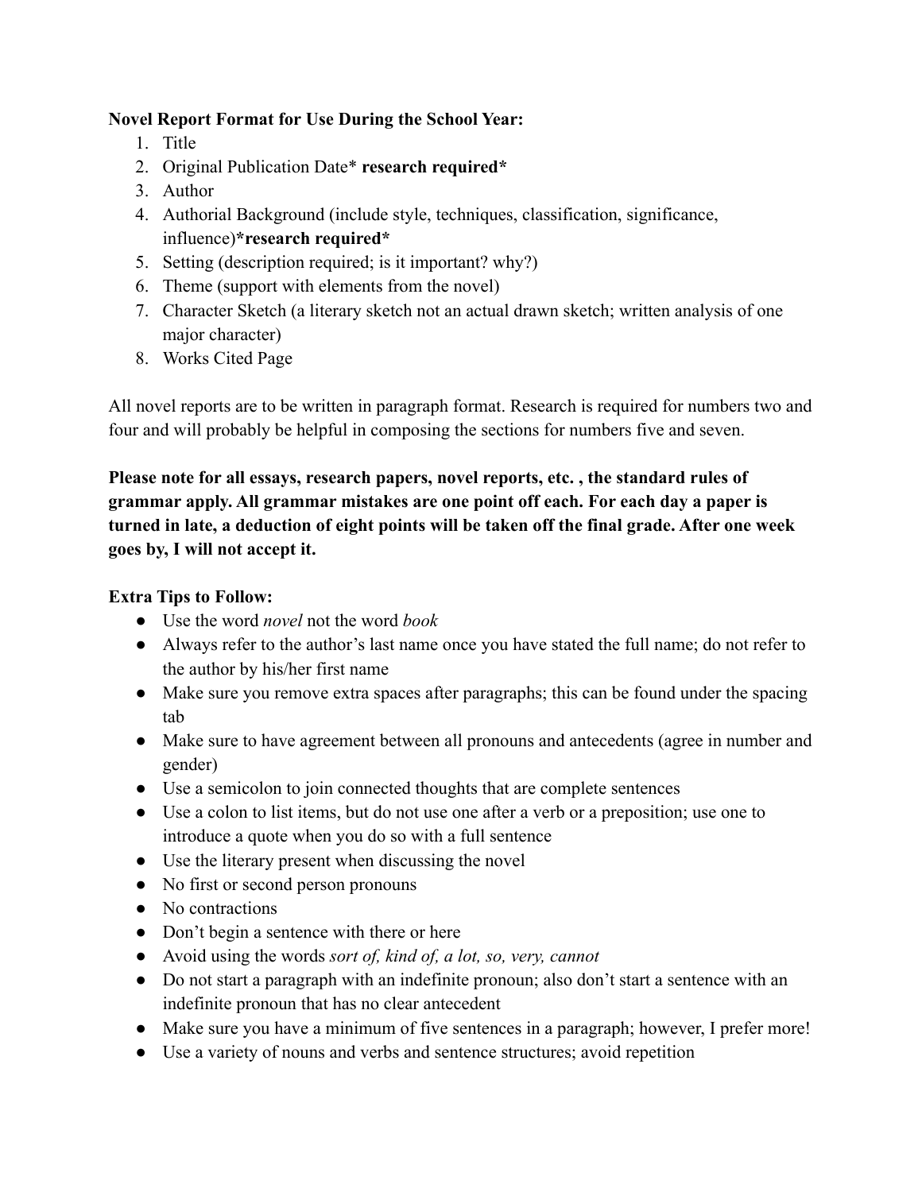**Novel Report Format for Use During the School Year:**

1. Title
2. Original Publication Date* **research required***
3. Author
4. Authorial Background (include style, techniques, classification, significance, influence)***research required***
5. Setting (description required; is it important? why?)
6. Theme (support with elements from the novel)
7. Character Sketch (a literary sketch not an actual drawn sketch; written analysis of one major character)
8. Works Cited Page

All novel reports are to be written in paragraph format. Research is required for numbers two and four and will probably be helpful in composing the sections for numbers five and seven.

**Please note for all essays, research papers, novel reports, etc. , the standard rules of grammar apply. All grammar mistakes are one point off each. For each day a paper is turned in late, a deduction of eight points will be taken off the final grade. After one week goes by, I will not accept it.**

**Extra Tips to Follow:**

- Use the word *novel* not the word *book*
- Always refer to the author's last name once you have stated the full name; do not refer to the author by his/her first name
- Make sure you remove extra spaces after paragraphs; this can be found under the spacing tab
- Make sure to have agreement between all pronouns and antecedents (agree in number and gender)
- Use a semicolon to join connected thoughts that are complete sentences
- Use a colon to list items, but do not use one after a verb or a preposition; use one to introduce a quote when you do so with a full sentence
- Use the literary present when discussing the novel
- No first or second person pronouns
- No contractions
- Don't begin a sentence with there or here
- Avoid using the words *sort of, kind of, a lot, so, very, cannot*
- Do not start a paragraph with an indefinite pronoun; also don't start a sentence with an indefinite pronoun that has no clear antecedent
- Make sure you have a minimum of five sentences in a paragraph; however, I prefer more!
- Use a variety of nouns and verbs and sentence structures; avoid repetition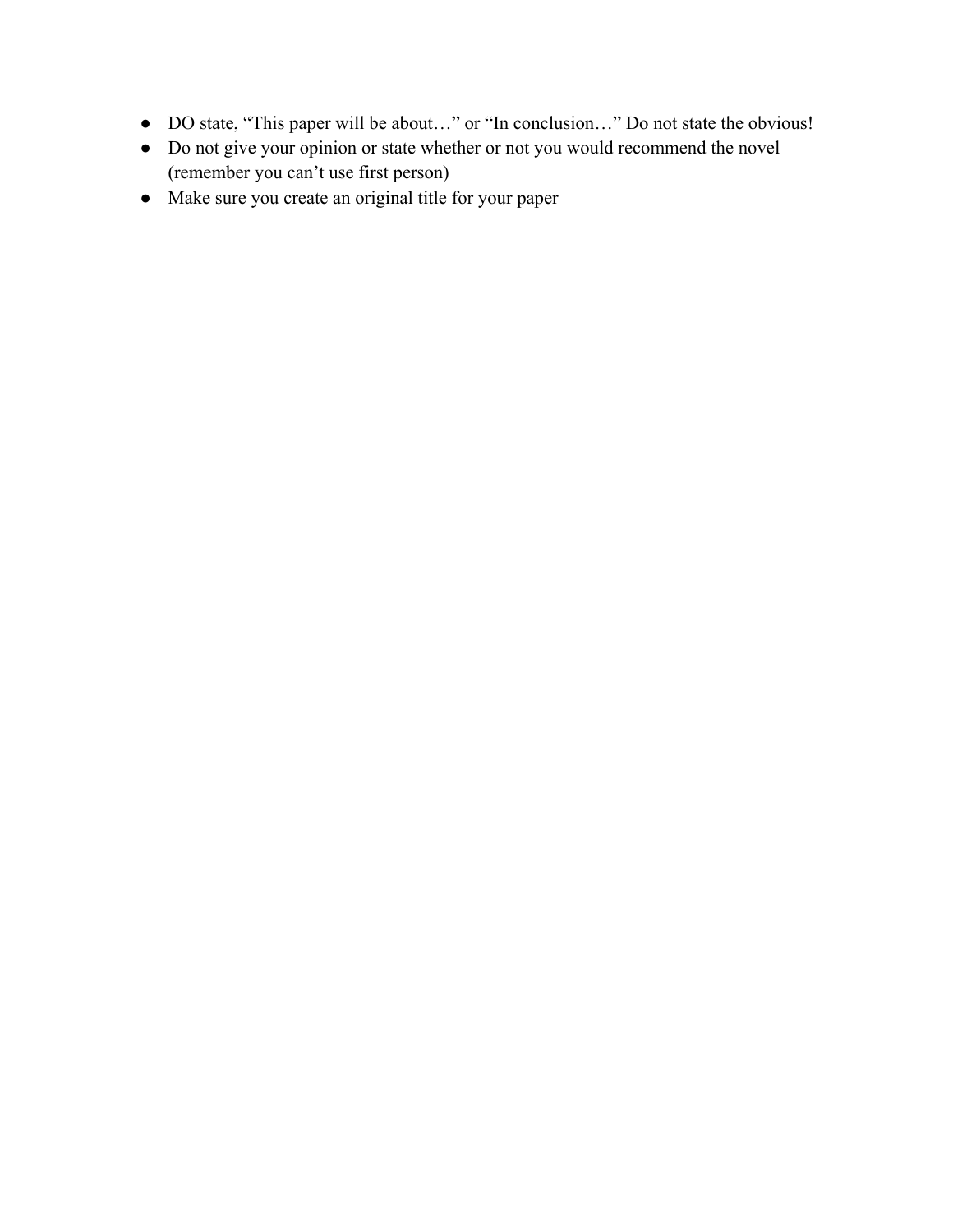- DO state, "This paper will be about…" or "In conclusion…" Do not state the obvious!
- Do not give your opinion or state whether or not you would recommend the novel (remember you can't use first person)
- Make sure you create an original title for your paper